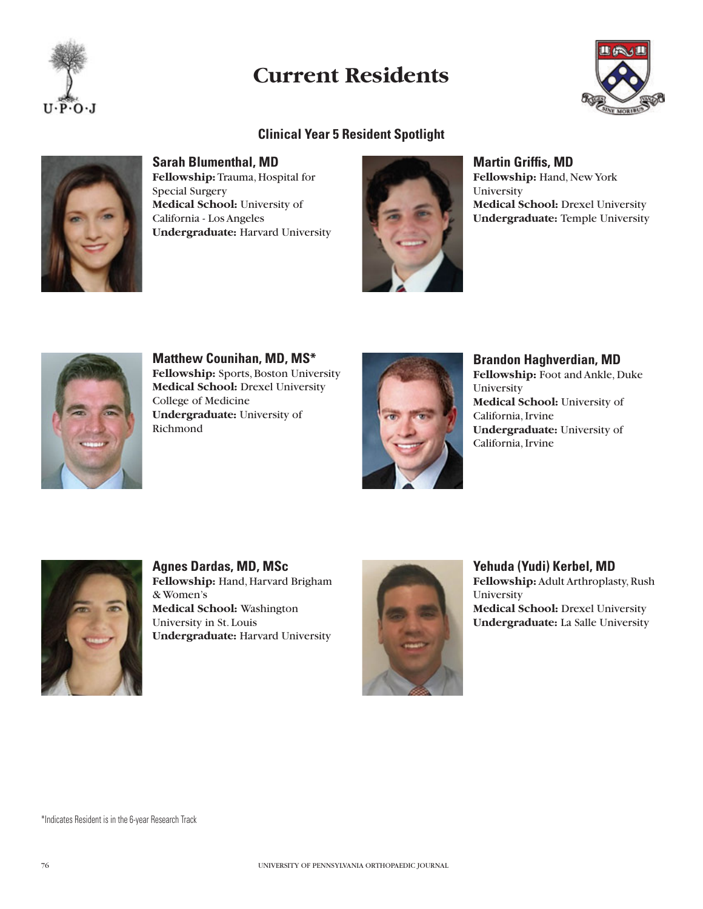# Current Residents

## Clinical Year 5 Resident Spotlight

### Sarah Blumenthal, MD
**Fellowship:** Trauma, Hospital for Special Surgery
**Medical School:** University of California - Los Angeles
**Undergraduate:** Harvard University

### Martin Griffis, MD
**Fellowship:** Hand, New York University
**Medical School:** Drexel University
**Undergraduate:** Temple University

### Matthew Counihan, MD, MS*
**Fellowship:** Sports, Boston University
**Medical School:** Drexel University College of Medicine
**Undergraduate:** University of Richmond

### Brandon Haghverdian, MD
**Fellowship:** Foot and Ankle, Duke University
**Medical School:** University of California, Irvine
**Undergraduate:** University of California, Irvine

### Agnes Dardas, MD, MSc
**Fellowship:** Hand, Harvard Brigham & Women's
**Medical School:** Washington University in St. Louis
**Undergraduate:** Harvard University

### Yehuda (Yudi) Kerbel, MD
**Fellowship:** Adult Arthroplasty, Rush University
**Medical School:** Drexel University
**Undergraduate:** La Salle University

*Indicates Resident is in the 6-year Research Track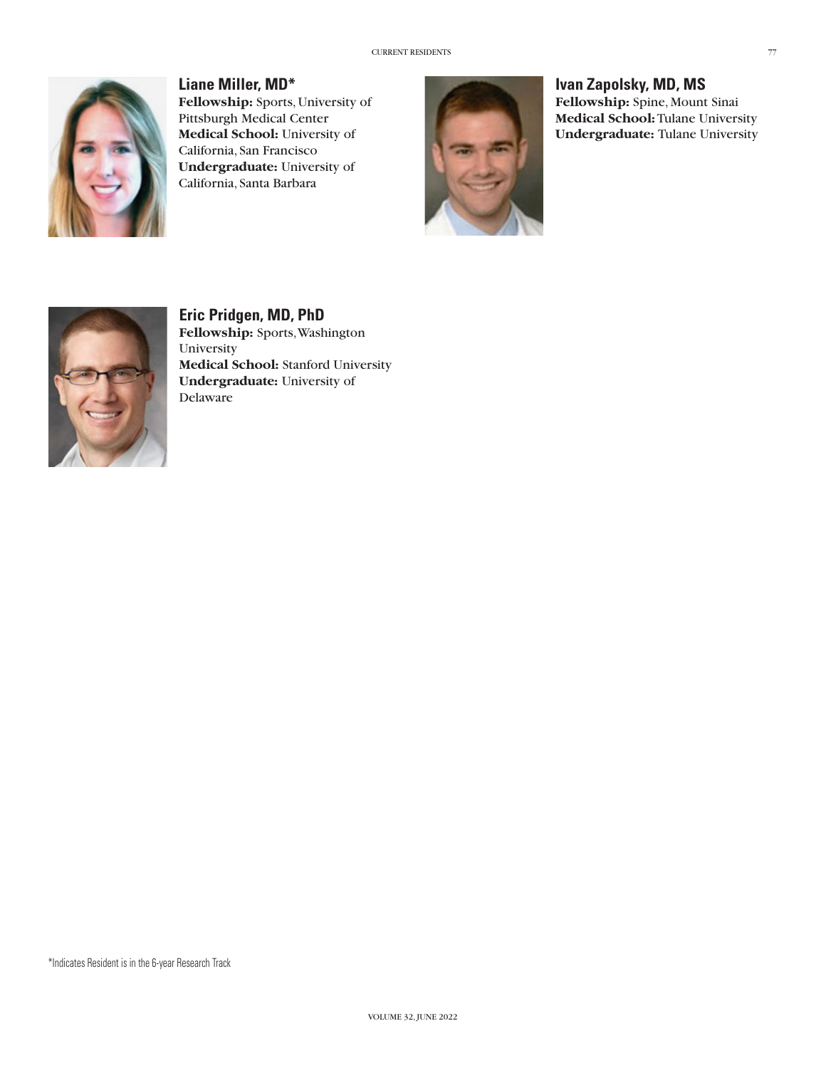### Liane Miller, MD*

**Fellowship:** Sports, University of Pittsburgh Medical Center
**Medical School:** University of California, San Francisco
**Undergraduate:** University of California, Santa Barbara

### Ivan Zapolsky, MD, MS

**Fellowship:** Spine, Mount Sinai
**Medical School:** Tulane University
**Undergraduate:** Tulane University

### Eric Pridgen, MD, PhD

**Fellowship:** Sports, Washington University
**Medical School:** Stanford University
**Undergraduate:** University of Delaware

*Indicates Resident is in the 6-year Research Track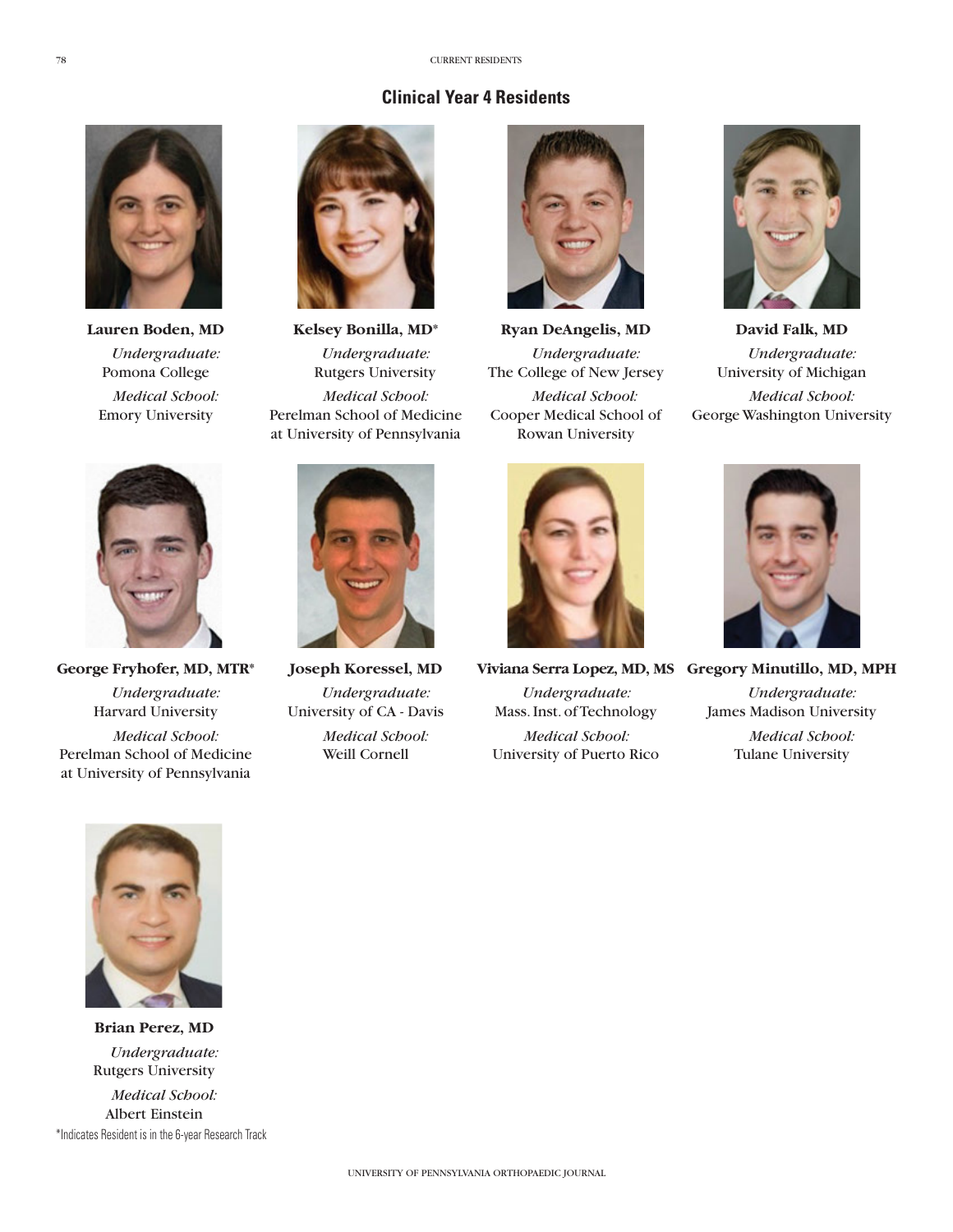## Clinical Year 4 Residents

**Lauren Boden, MD**
*Undergraduate:*
Pomona College
*Medical School:*
Emory University

**Kelsey Bonilla, MD***
*Undergraduate:*
Rutgers University
*Medical School:*
Perelman School of Medicine at University of Pennsylvania

**Ryan DeAngelis, MD**
*Undergraduate:*
The College of New Jersey
*Medical School:*
Cooper Medical School of Rowan University

**David Falk, MD**
*Undergraduate:*
University of Michigan
*Medical School:*
George Washington University

**George Fryhofer, MD, MTR***
*Undergraduate:*
Harvard University
*Medical School:*
Perelman School of Medicine at University of Pennsylvania

**Joseph Koressel, MD**
*Undergraduate:*
University of CA - Davis
*Medical School:*
Weill Cornell

**Viviana Serra Lopez, MD, MS**
*Undergraduate:*
Mass. Inst. of Technology
*Medical School:*
University of Puerto Rico

**Gregory Minutillo, MD, MPH**
*Undergraduate:*
James Madison University
*Medical School:*
Tulane University

**Brian Perez, MD**
*Undergraduate:*
Rutgers University
*Medical School:*
Albert Einstein

*Indicates Resident is in the 6-year Research Track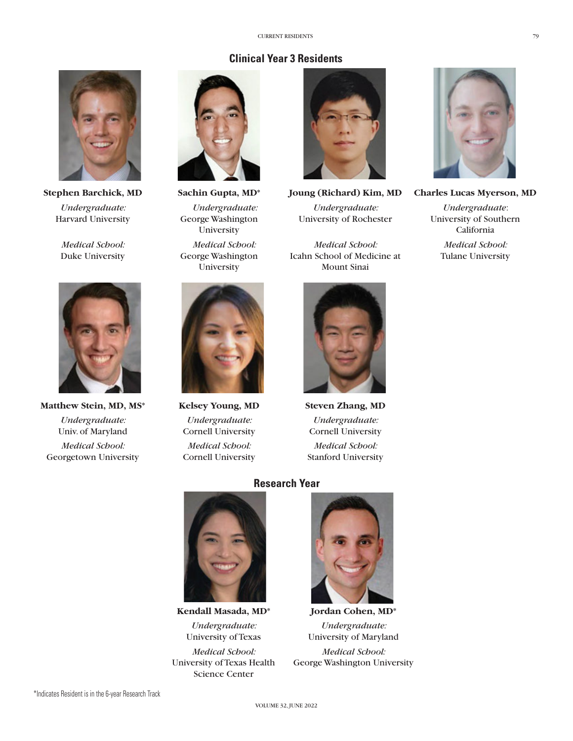## Clinical Year 3 Residents

**Stephen Barchick, MD**

*Undergraduate:*
Harvard University

*Medical School:*
Duke University

**Sachin Gupta, MD***

*Undergraduate:*
George Washington University

*Medical School:*
George Washington University

**Joung (Richard) Kim, MD**

*Undergraduate:*
University of Rochester

*Medical School:*
Icahn School of Medicine at Mount Sinai

**Charles Lucas Myerson, MD**

*Undergraduate:*
University of Southern California

*Medical School:*
Tulane University

**Matthew Stein, MD, MS***

*Undergraduate:*
Univ. of Maryland

*Medical School:*
Georgetown University

**Kelsey Young, MD**

*Undergraduate:*
Cornell University

*Medical School:*
Cornell University

**Steven Zhang, MD**

*Undergraduate:*
Cornell University

*Medical School:*
Stanford University

## Research Year

**Kendall Masada, MD***

*Undergraduate:*
University of Texas

*Medical School:*
University of Texas Health Science Center

**Jordan Cohen, MD***

*Undergraduate:*
University of Maryland

*Medical School:*
George Washington University

*Indicates Resident is in the 6-year Research Track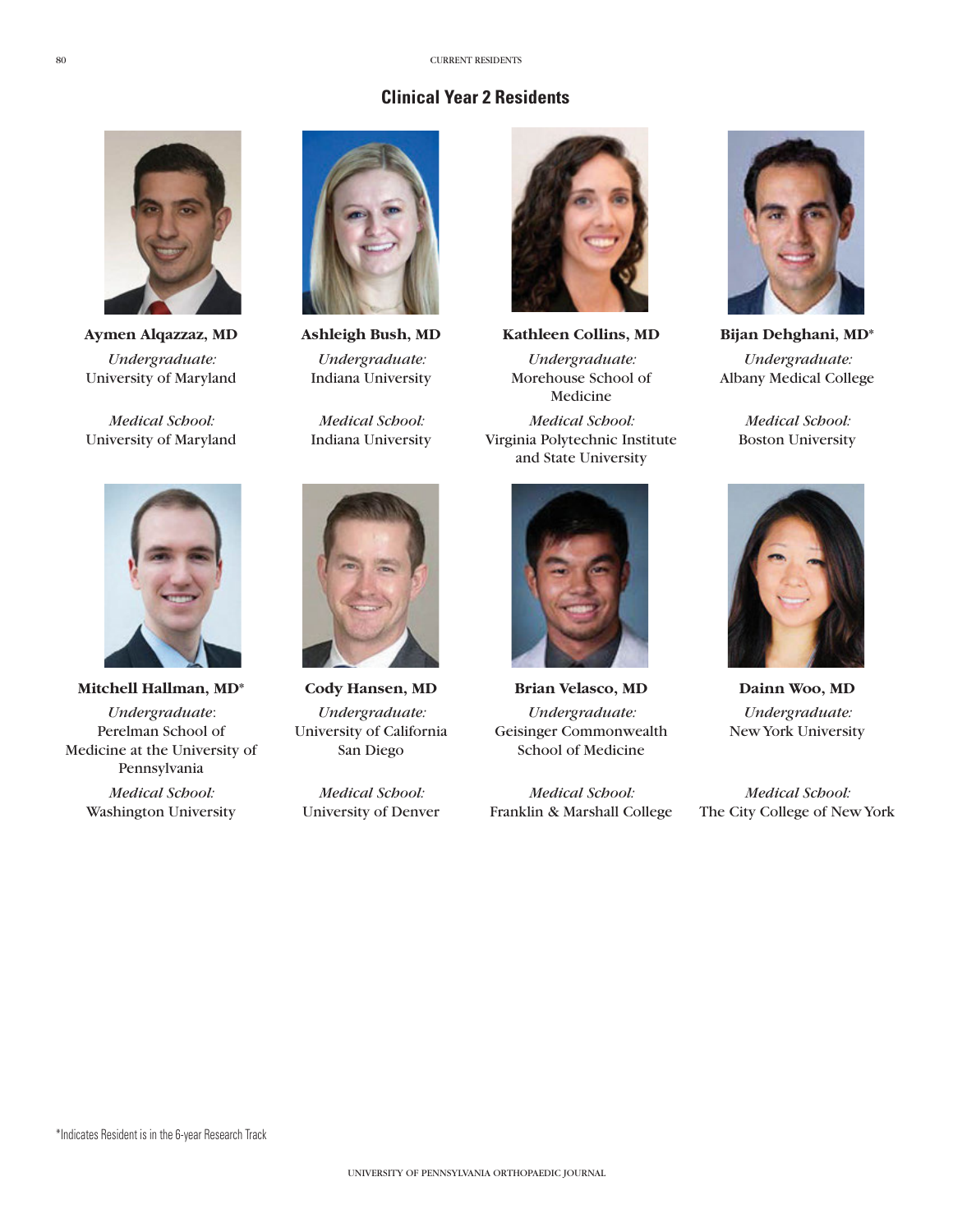## Clinical Year 2 Residents

**Aymen Alqazzaz, MD**
*Undergraduate:*
University of Maryland

*Medical School:*
University of Maryland

**Ashleigh Bush, MD**
*Undergraduate:*
Indiana University

*Medical School:*
Indiana University

**Kathleen Collins, MD**
*Undergraduate:*
Morehouse School of Medicine

*Medical School:*
Virginia Polytechnic Institute and State University

**Bijan Dehghani, MD***
*Undergraduate:*
Albany Medical College

*Medical School:*
Boston University

**Mitchell Hallman, MD***
*Undergraduate:*
Perelman School of Medicine at the University of Pennsylvania

*Medical School:*
Washington University

**Cody Hansen, MD**
*Undergraduate:*
University of California San Diego

*Medical School:*
University of Denver

**Brian Velasco, MD**
*Undergraduate:*
Geisinger Commonwealth School of Medicine

*Medical School:*
Franklin & Marshall College

**Dainn Woo, MD**
*Undergraduate:*
New York University

*Medical School:*
The City College of New York

*Indicates Resident is in the 6-year Research Track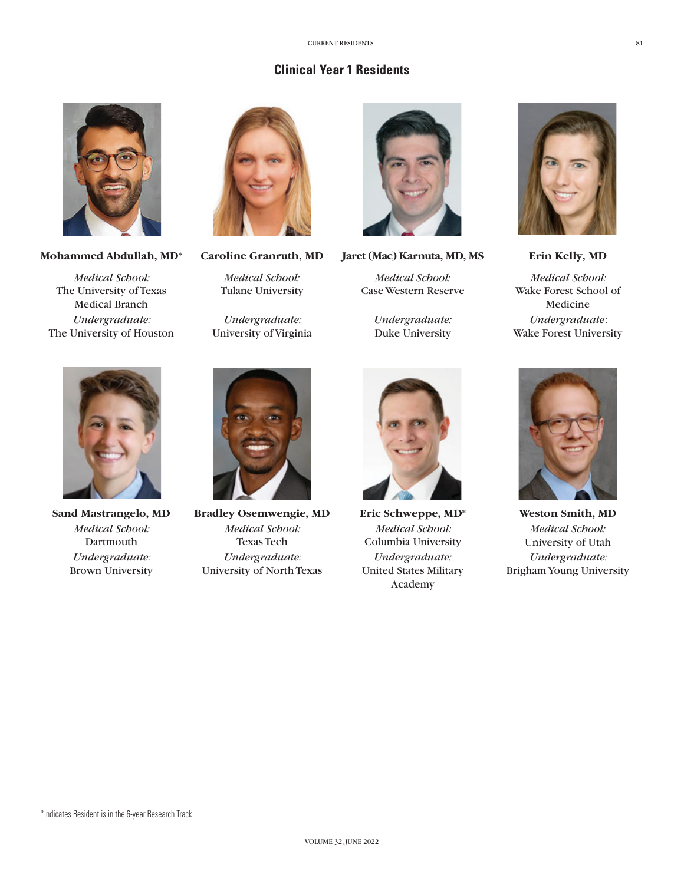## Clinical Year 1 Residents

**Mohammed Abdullah, MD***

*Medical School:*
The University of Texas Medical Branch

*Undergraduate:*
The University of Houston

**Caroline Granruth, MD**

*Medical School:*
Tulane University

*Undergraduate:*
University of Virginia

**Jaret (Mac) Karnuta, MD, MS**

*Medical School:*
Case Western Reserve

*Undergraduate:*
Duke University

**Erin Kelly, MD**

*Medical School:*
Wake Forest School of Medicine

*Undergraduate:*
Wake Forest University

**Sand Mastrangelo, MD**

*Medical School:*
Dartmouth

*Undergraduate:*
Brown University

**Bradley Osemwengie, MD**

*Medical School:*
Texas Tech

*Undergraduate:*
University of North Texas

**Eric Schweppe, MD***

*Medical School:*
Columbia University

*Undergraduate:*
United States Military Academy

**Weston Smith, MD**

*Medical School:*
University of Utah

*Undergraduate:*
Brigham Young University

*Indicates Resident is in the 6-year Research Track